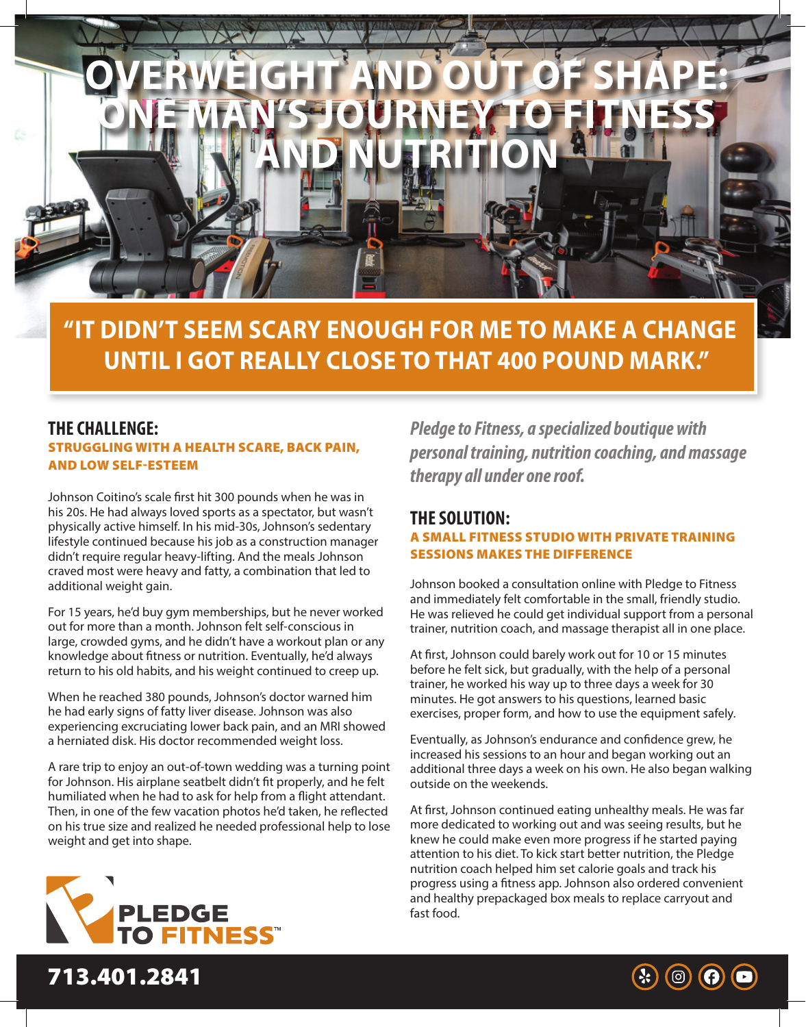# OVERWEIGHT AND OUT OF SHAPE: ONE MAN'S JOURNEY TO FITNESS AND NUTRITION

## "IT DIDN'T SEEM SCARY ENOUGH FOR ME TO MAKE A CHANGE UNTIL I GOT REALLY CLOSE TO THAT 400 POUND MARK."

## THE CHALLENGE:

### STRUGGLING WITH A HEALTH SCARE, BACK PAIN, AND LOW SELF-ESTEEM

Johnson Coitino's scale first hit 300 pounds when he was in his 20s. He had always loved sports as a spectator, but wasn't physically active himself. In his mid-30s, Johnson's sedentary lifestyle continued because his job as a construction manager didn't require regular heavy-lifting. And the meals Johnson craved most were heavy and fatty, a combination that led to additional weight gain.

For 15 years, he'd buy gym memberships, but he never worked out for more than a month. Johnson felt self-conscious in large, crowded gyms, and he didn't have a workout plan or any knowledge about fitness or nutrition. Eventually, he'd always return to his old habits, and his weight continued to creep up.

When he reached 380 pounds, Johnson's doctor warned him he had early signs of fatty liver disease. Johnson was also experiencing excruciating lower back pain, and an MRI showed a herniated disk. His doctor recommended weight loss.

A rare trip to enjoy an out-of-town wedding was a turning point for Johnson. His airplane seatbelt didn't fit properly, and he felt humiliated when he had to ask for help from a flight attendant. Then, in one of the few vacation photos he'd taken, he reflected on his true size and realized he needed professional help to lose weight and get into shape.

*Pledge to Fitness, a specialized boutique with personal training, nutrition coaching, and massage therapy all under one roof.*

## THE SOLUTION:

### A SMALL FITNESS STUDIO WITH PRIVATE TRAINING SESSIONS MAKES THE DIFFERENCE

Johnson booked a consultation online with Pledge to Fitness and immediately felt comfortable in the small, friendly studio. He was relieved he could get individual support from a personal trainer, nutrition coach, and massage therapist all in one place.

At first, Johnson could barely work out for 10 or 15 minutes before he felt sick, but gradually, with the help of a personal trainer, he worked his way up to three days a week for 30 minutes. He got answers to his questions, learned basic exercises, proper form, and how to use the equipment safely.

Eventually, as Johnson's endurance and confidence grew, he increased his sessions to an hour and began working out an additional three days a week on his own. He also began walking outside on the weekends.

At first, Johnson continued eating unhealthy meals. He was far more dedicated to working out and was seeing results, but he knew he could make even more progress if he started paying attention to his diet. To kick start better nutrition, the Pledge nutrition coach helped him set calorie goals and track his progress using a fitness app. Johnson also ordered convenient and healthy prepackaged box meals to replace carryout and fast food.

PLEDGE TO FITNESS™

713.401.2841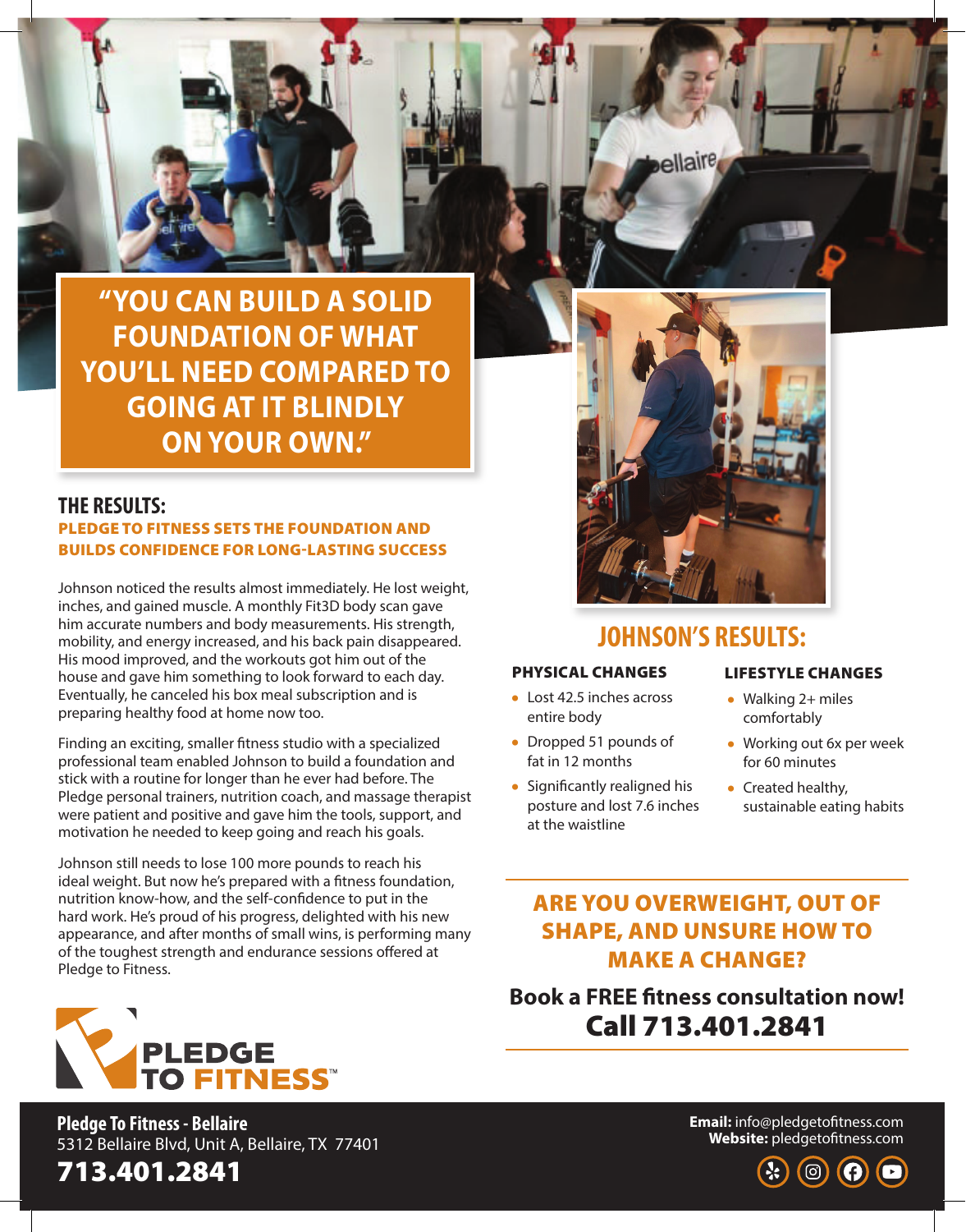## "YOU CAN BUILD A SOLID FOUNDATION OF WHAT YOU'LL NEED COMPARED TO GOING AT IT BLINDLY ON YOUR OWN."

## THE RESULTS:

### PLEDGE TO FITNESS SETS THE FOUNDATION AND BUILDS CONFIDENCE FOR LONG-LASTING SUCCESS

Johnson noticed the results almost immediately. He lost weight, inches, and gained muscle. A monthly Fit3D body scan gave him accurate numbers and body measurements. His strength, mobility, and energy increased, and his back pain disappeared. His mood improved, and the workouts got him out of the house and gave him something to look forward to each day. Eventually, he canceled his box meal subscription and is preparing healthy food at home now too.

Finding an exciting, smaller fitness studio with a specialized professional team enabled Johnson to build a foundation and stick with a routine for longer than he ever had before. The Pledge personal trainers, nutrition coach, and massage therapist were patient and positive and gave him the tools, support, and motivation he needed to keep going and reach his goals.

Johnson still needs to lose 100 more pounds to reach his ideal weight. But now he's prepared with a fitness foundation, nutrition know-how, and the self-confidence to put in the hard work. He's proud of his progress, delighted with his new appearance, and after months of small wins, is performing many of the toughest strength and endurance sessions offered at Pledge to Fitness.

## JOHNSON'S RESULTS:

### PHYSICAL CHANGES

- Lost 42.5 inches across entire body
- Dropped 51 pounds of fat in 12 months
- Significantly realigned his posture and lost 7.6 inches at the waistline

### LIFESTYLE CHANGES

- Walking 2+ miles comfortably
- Working out 6x per week for 60 minutes
- Created healthy, sustainable eating habits

## ARE YOU OVERWEIGHT, OUT OF SHAPE, AND UNSURE HOW TO MAKE A CHANGE?

**Book a FREE fitness consultation now!**

**Call 713.401.2841**

PLEDGE TO FITNESS™

**Pledge To Fitness - Bellaire**
5312 Bellaire Blvd, Unit A, Bellaire, TX 77401
**713.401.2841**

**Email:** info@pledgetofitness.com
**Website:** pledgetofitness.com